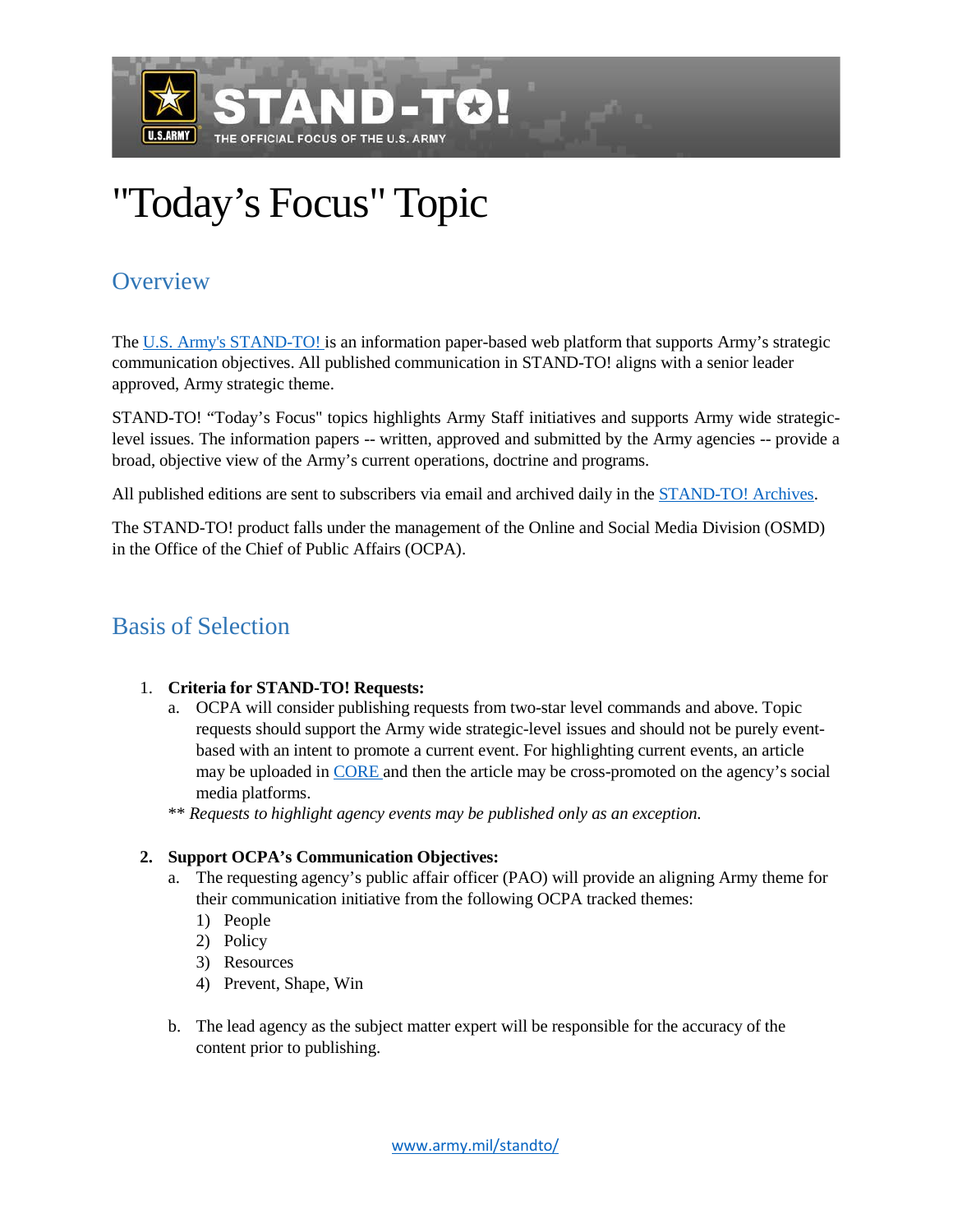# "Today's Focus" Topic

## Overview

The U.S. Army's STAND-TO! is an information paper-based web platform that supports Army's strategic communication objectives. All published communication in STAND-TO! aligns with a senior leader approved, Army strategic theme.

STAND-TO! "Today's Focus" topics highlights Army Staff initiatives and supports Army wide strategic-level issues. The information papers -- written, approved and submitted by the Army agencies -- provide a broad, objective view of the Army's current operations, doctrine and programs.

All published editions are sent to subscribers via email and archived daily in the STAND-TO! Archives.

The STAND-TO! product falls under the management of the Online and Social Media Division (OSMD) in the Office of the Chief of Public Affairs (OCPA).

## Basis of Selection

1. **Criteria for STAND-TO! Requests:**
   a. OCPA will consider publishing requests from two-star level commands and above. Topic requests should support the Army wide strategic-level issues and should not be purely event-based with an intent to promote a current event. For highlighting current events, an article may be uploaded in CORE and then the article may be cross-promoted on the agency's social media platforms.

   ** *Requests to highlight agency events may be published only as an exception.*

2. **Support OCPA's Communication Objectives:**
   a. The requesting agency's public affair officer (PAO) will provide an aligning Army theme for their communication initiative from the following OCPA tracked themes:
      1) People
      2) Policy
      3) Resources
      4) Prevent, Shape, Win

   b. The lead agency as the subject matter expert will be responsible for the accuracy of the content prior to publishing.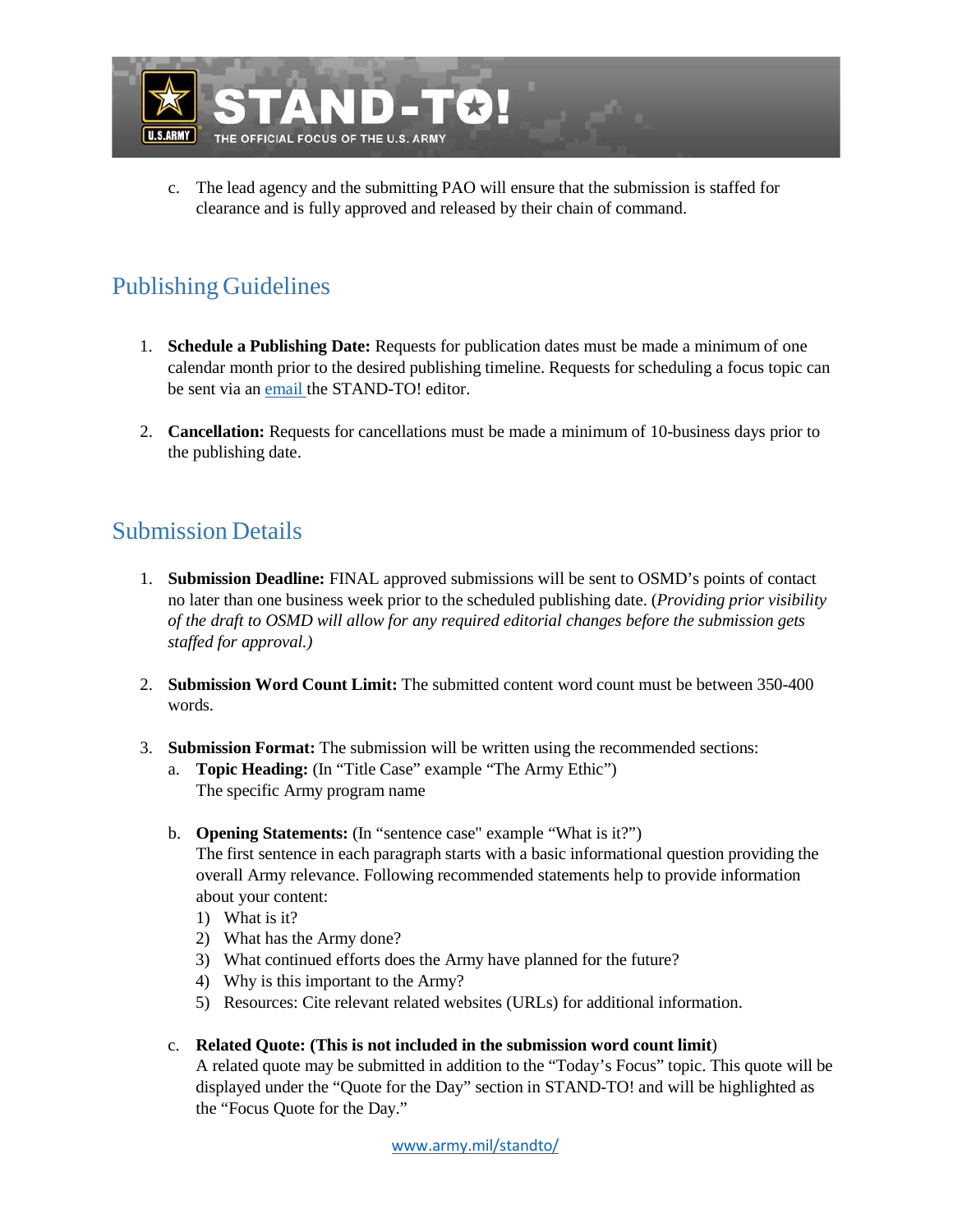c. The lead agency and the submitting PAO will ensure that the submission is staffed for clearance and is fully approved and released by their chain of command.

## Publishing Guidelines

1. **Schedule a Publishing Date:** Requests for publication dates must be made a minimum of one calendar month prior to the desired publishing timeline. Requests for scheduling a focus topic can be sent via an email the STAND-TO! editor.

2. **Cancellation:** Requests for cancellations must be made a minimum of 10-business days prior to the publishing date.

## Submission Details

1. **Submission Deadline:** FINAL approved submissions will be sent to OSMD's points of contact no later than one business week prior to the scheduled publishing date. (*Providing prior visibility of the draft to OSMD will allow for any required editorial changes before the submission gets staffed for approval.)*

2. **Submission Word Count Limit:** The submitted content word count must be between 350-400 words.

3. **Submission Format:** The submission will be written using the recommended sections:
   a. **Topic Heading:** (In "Title Case" example "The Army Ethic")
   The specific Army program name

   b. **Opening Statements:** (In "sentence case" example "What is it?")
   The first sentence in each paragraph starts with a basic informational question providing the overall Army relevance. Following recommended statements help to provide information about your content:
      1) What is it?
      2) What has the Army done?
      3) What continued efforts does the Army have planned for the future?
      4) Why is this important to the Army?
      5) Resources: Cite relevant related websites (URLs) for additional information.

   c. **Related Quote: (This is not included in the submission word count limit**)
   A related quote may be submitted in addition to the "Today's Focus" topic. This quote will be displayed under the "Quote for the Day" section in STAND-TO! and will be highlighted as the "Focus Quote for the Day."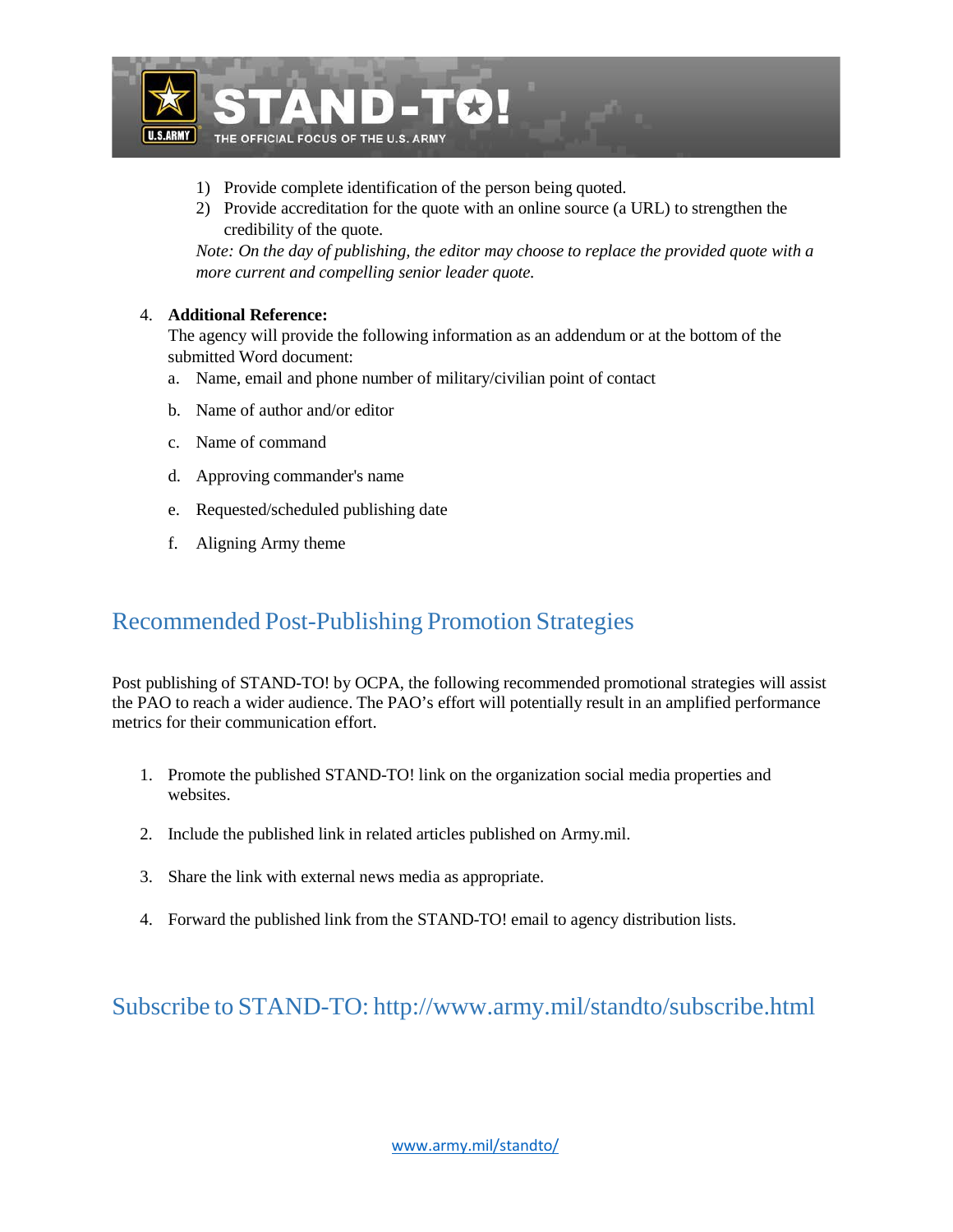1) Provide complete identification of the person being quoted.
2) Provide accreditation for the quote with an online source (a URL) to strengthen the credibility of the quote.

*Note: On the day of publishing, the editor may choose to replace the provided quote with a more current and compelling senior leader quote.*

4. **Additional Reference:**
   The agency will provide the following information as an addendum or at the bottom of the submitted Word document:
   a. Name, email and phone number of military/civilian point of contact
   b. Name of author and/or editor
   c. Name of command
   d. Approving commander's name
   e. Requested/scheduled publishing date
   f. Aligning Army theme

## Recommended Post-Publishing Promotion Strategies

Post publishing of STAND-TO! by OCPA, the following recommended promotional strategies will assist the PAO to reach a wider audience. The PAO's effort will potentially result in an amplified performance metrics for their communication effort.

1. Promote the published STAND-TO! link on the organization social media properties and websites.
2. Include the published link in related articles published on Army.mil.
3. Share the link with external news media as appropriate.
4. Forward the published link from the STAND-TO! email to agency distribution lists.

## Subscribe to STAND-TO: http://www.army.mil/standto/subscribe.html